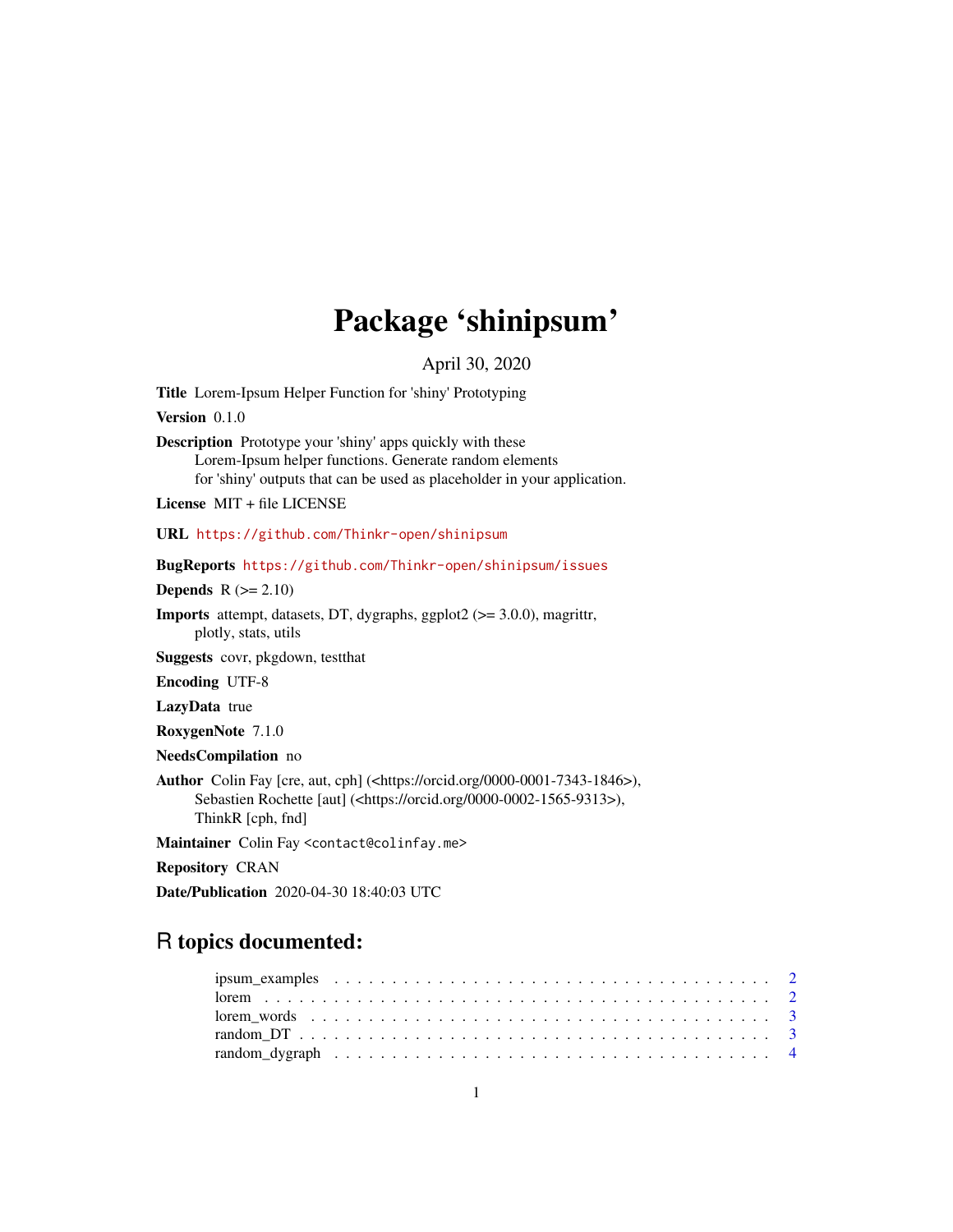# Package 'shinipsum'

April 30, 2020

**Title** Lorem-Ipsum Helper Function for 'shiny' Prototyping

**Version** 0.1.0

**Description** Prototype your 'shiny' apps quickly with these Lorem-Ipsum helper functions. Generate random elements for 'shiny' outputs that can be used as placeholder in your application.

**License** MIT + file LICENSE

**URL** https://github.com/Thinkr-open/shinipsum

**BugReports** https://github.com/Thinkr-open/shinipsum/issues

**Depends** R (>= 2.10)

**Imports** attempt, datasets, DT, dygraphs, ggplot2 (>= 3.0.0), magrittr, plotly, stats, utils

**Suggests** covr, pkgdown, testthat

**Encoding** UTF-8

**LazyData** true

**RoxygenNote** 7.1.0

**NeedsCompilation** no

**Author** Colin Fay [cre, aut, cph] (<https://orcid.org/0000-0001-7343-1846>), Sebastien Rochette [aut] (<https://orcid.org/0000-0002-1565-9313>), ThinkR [cph, fnd]

**Maintainer** Colin Fay <contact@colinfay.me>

**Repository** CRAN

**Date/Publication** 2020-04-30 18:40:03 UTC

## R topics documented:

- ipsum_examples . . . . . . . . . . 2
- lorem . . . . . . . . . . 2
- lorem_words . . . . . . . . . . 3
- random_DT . . . . . . . . . . 3
- random_dygraph . . . . . . . . . . 4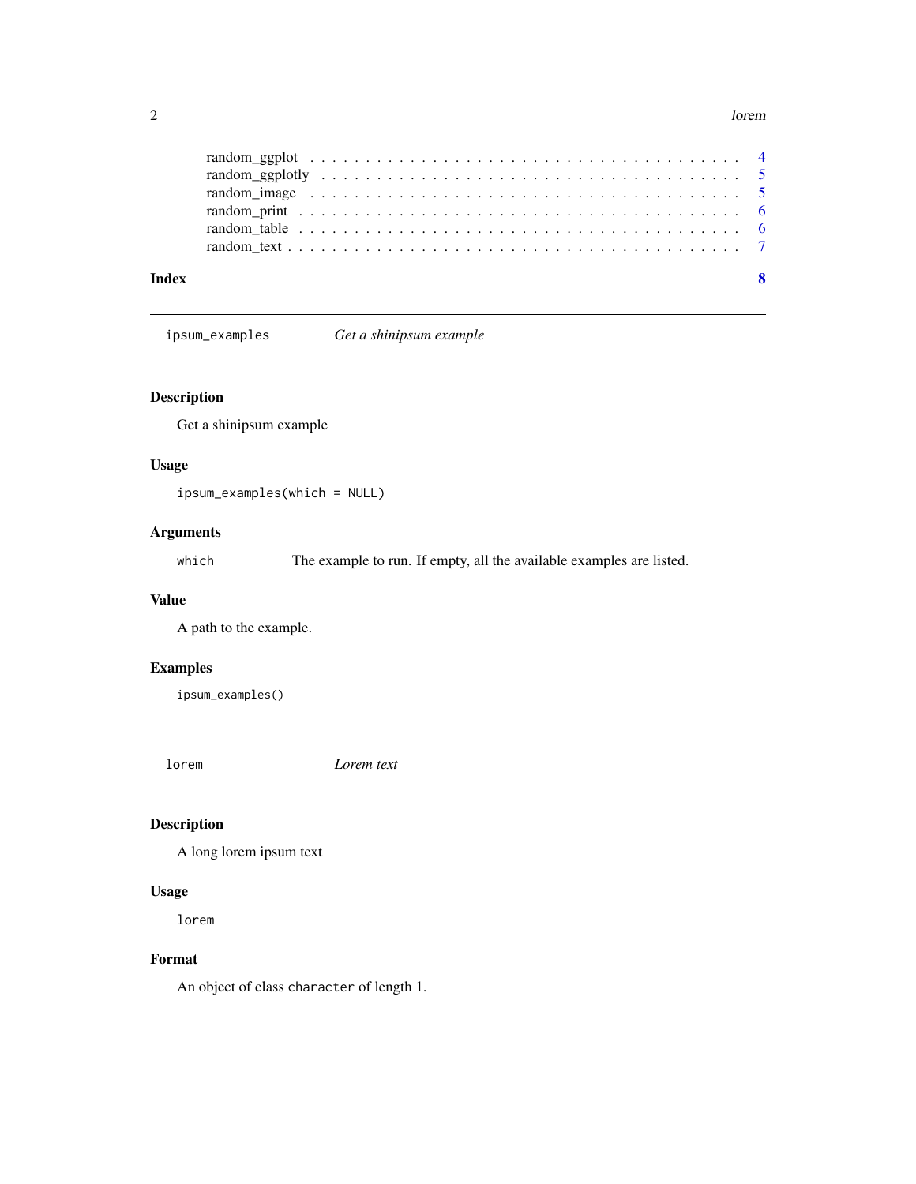random_ggplot . . . . . . . . . . . . . . . . . . . . . . . . . . . . . . . . . . . . 4
random_ggplotly . . . . . . . . . . . . . . . . . . . . . . . . . . . . . . . . . . . 5
random_image . . . . . . . . . . . . . . . . . . . . . . . . . . . . . . . . . . . . 5
random_print . . . . . . . . . . . . . . . . . . . . . . . . . . . . . . . . . . . . 6
random_table . . . . . . . . . . . . . . . . . . . . . . . . . . . . . . . . . . . . 6
random_text . . . . . . . . . . . . . . . . . . . . . . . . . . . . . . . . . . . . 7

**Index** **8**

---

## `ipsum_examples` *Get a shinipsum example*

---

### Description

Get a shinipsum example

### Usage

```
ipsum_examples(which = NULL)
```

### Arguments

| | |
|---|---|
| `which` | The example to run. If empty, all the available examples are listed. |

### Value

A path to the example.

### Examples

```
ipsum_examples()
```

---

## `lorem` *Lorem text*

---

### Description

A long lorem ipsum text

### Usage

```
lorem
```

### Format

An object of class `character` of length 1.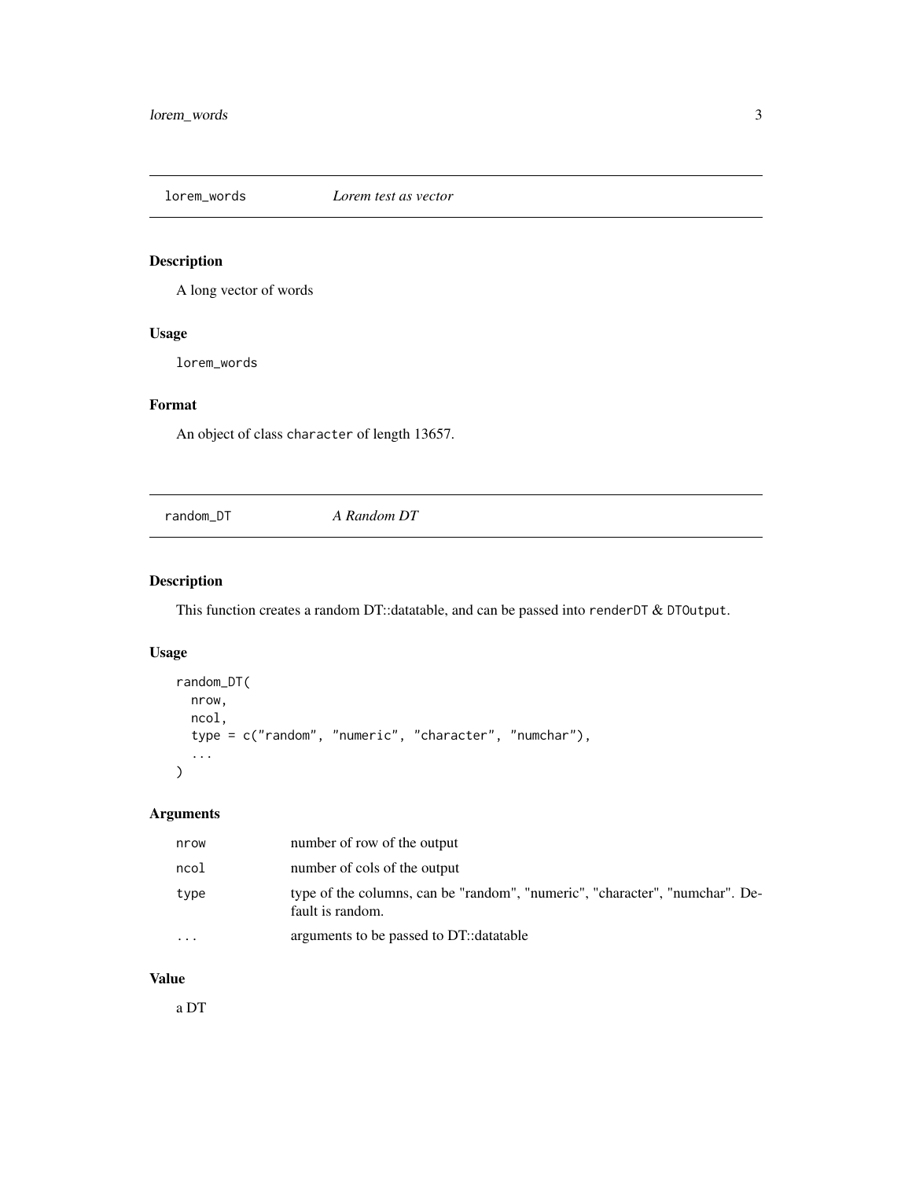## lorem_words *Lorem test as vector*

### Description

A long vector of words

### Usage

```
lorem_words
```

### Format

An object of class `character` of length 13657.

## random_DT *A Random DT*

### Description

This function creates a random DT::datatable, and can be passed into `renderDT` & `DTOutput`.

### Usage

```
random_DT(
  nrow,
  ncol,
  type = c("random", "numeric", "character", "numchar"),
  ...
)
```

### Arguments

| | |
|---|---|
| `nrow` | number of row of the output |
| `ncol` | number of cols of the output |
| `type` | type of the columns, can be "random", "numeric", "character", "numchar". Default is random. |
| `...` | arguments to be passed to DT::datatable |

### Value

a DT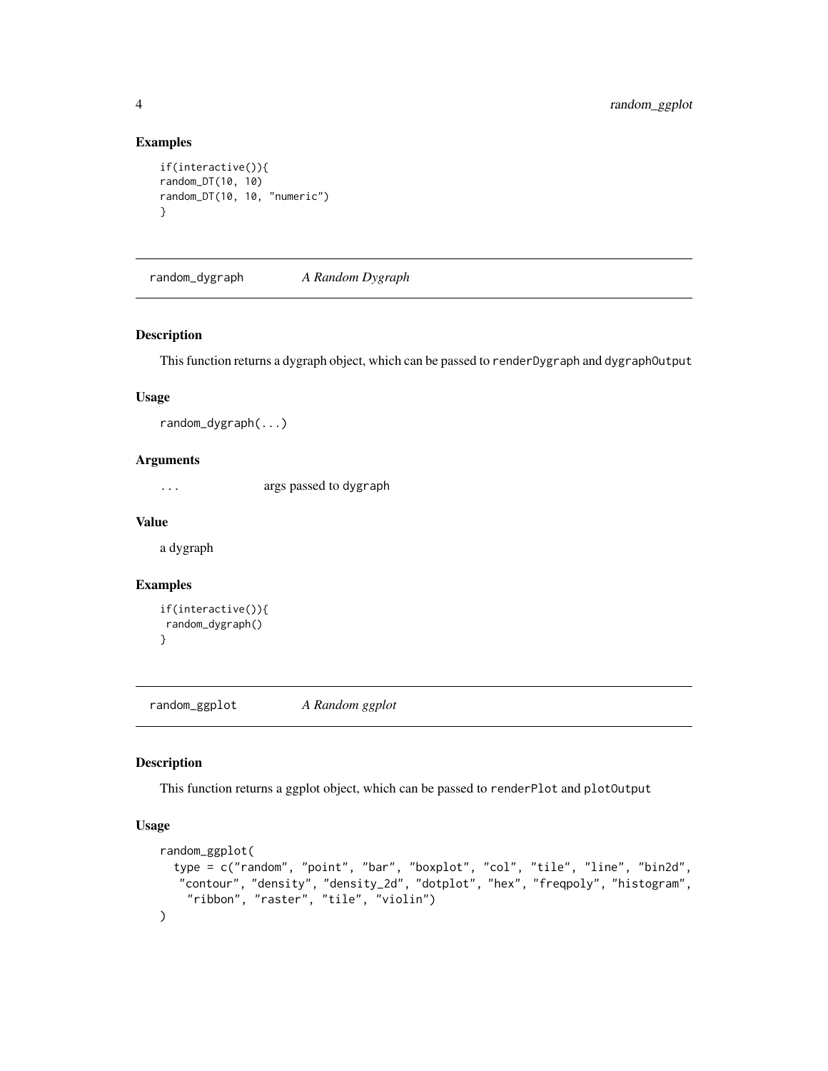### Examples

```
if(interactive()){
random_DT(10, 10)
random_DT(10, 10, "numeric")
}
```

## random_dygraph *A Random Dygraph*

### Description

This function returns a dygraph object, which can be passed to `renderDygraph` and `dygraphOutput`

### Usage

```
random_dygraph(...)
```

### Arguments

| | |
|---|---|
| ... | args passed to `dygraph` |

### Value

a dygraph

### Examples

```
if(interactive()){
 random_dygraph()
}
```

## random_ggplot *A Random ggplot*

### Description

This function returns a ggplot object, which can be passed to `renderPlot` and `plotOutput`

### Usage

```
random_ggplot(
  type = c("random", "point", "bar", "boxplot", "col", "tile", "line", "bin2d",
   "contour", "density", "density_2d", "dotplot", "hex", "freqpoly", "histogram",
    "ribbon", "raster", "tile", "violin")
)
```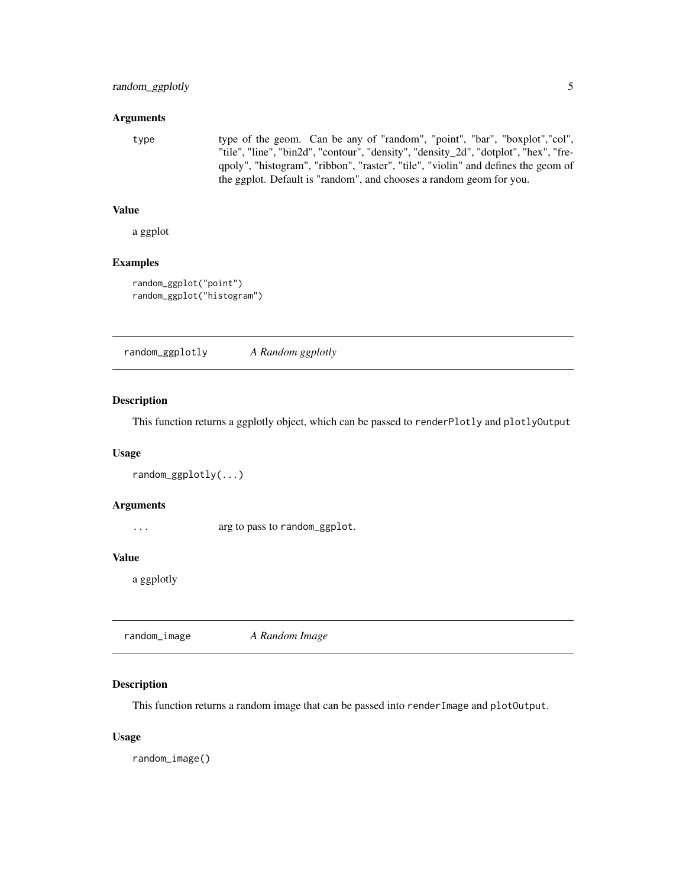### Arguments

type — type of the geom. Can be any of "random", "point", "bar", "boxplot","col", "tile", "line", "bin2d", "contour", "density", "density_2d", "dotplot", "hex", "freqpoly", "histogram", "ribbon", "raster", "tile", "violin" and defines the geom of the ggplot. Default is "random", and chooses a random geom for you.

### Value

a ggplot

### Examples

```
random_ggplot("point")
random_ggplot("histogram")
```

---

## random_ggplotly — *A Random ggplotly*

### Description

This function returns a ggplotly object, which can be passed to `renderPlotly` and `plotlyOutput`

### Usage

```
random_ggplotly(...)
```

### Arguments

... — arg to pass to `random_ggplot`.

### Value

a ggplotly

---

## random_image — *A Random Image*

### Description

This function returns a random image that can be passed into `renderImage` and `plotOutput`.

### Usage

```
random_image()
```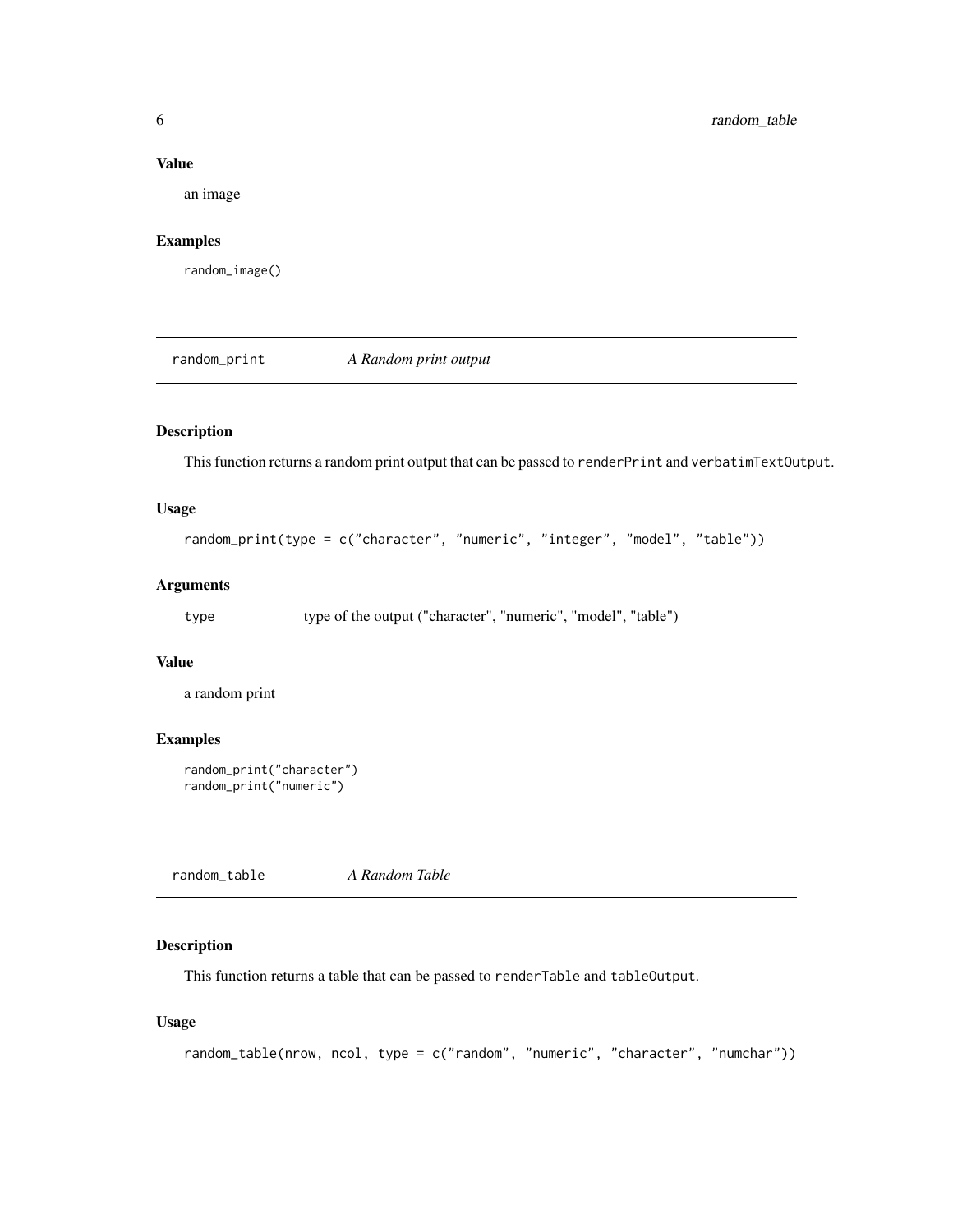### Value

an image

### Examples

```
random_image()
```

---

## random_print — *A Random print output*

### Description

This function returns a random print output that can be passed to `renderPrint` and `verbatimTextOutput`.

### Usage

```
random_print(type = c("character", "numeric", "integer", "model", "table"))
```

### Arguments

| | |
|---|---|
| type | type of the output ("character", "numeric", "model", "table") |

### Value

a random print

### Examples

```
random_print("character")
random_print("numeric")
```

---

## random_table — *A Random Table*

### Description

This function returns a table that can be passed to `renderTable` and `tableOutput`.

### Usage

```
random_table(nrow, ncol, type = c("random", "numeric", "character", "numchar"))
```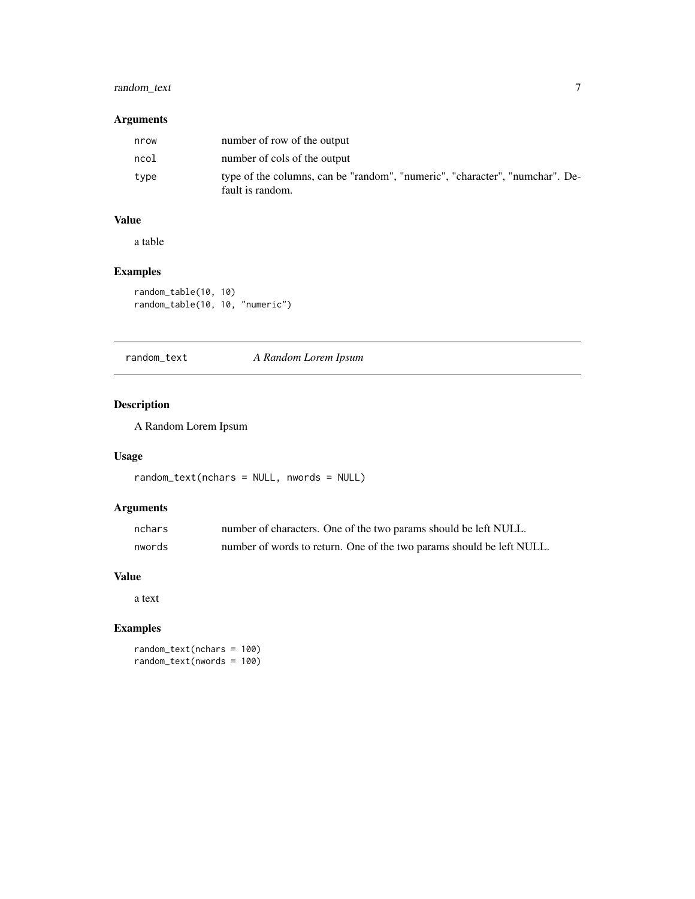### Arguments

| | |
|---|---|
| `nrow` | number of row of the output |
| `ncol` | number of cols of the output |
| `type` | type of the columns, can be "random", "numeric", "character", "numchar". Default is random. |

### Value

a table

### Examples

```
random_table(10, 10)
random_table(10, 10, "numeric")
```

---

## random_text — *A Random Lorem Ipsum*

---

### Description

A Random Lorem Ipsum

### Usage

```
random_text(nchars = NULL, nwords = NULL)
```

### Arguments

| | |
|---|---|
| `nchars` | number of characters. One of the two params should be left NULL. |
| `nwords` | number of words to return. One of the two params should be left NULL. |

### Value

a text

### Examples

```
random_text(nchars = 100)
random_text(nwords = 100)
```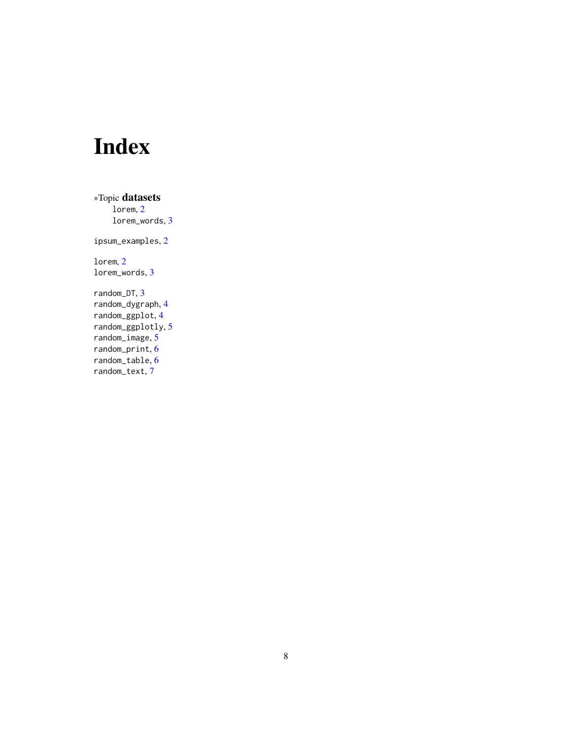# Index

*Topic **datasets**
  lorem, 2
  lorem_words, 3

ipsum_examples, 2

lorem, 2
lorem_words, 3

random_DT, 3
random_dygraph, 4
random_ggplot, 4
random_ggplotly, 5
random_image, 5
random_print, 6
random_table, 6
random_text, 7